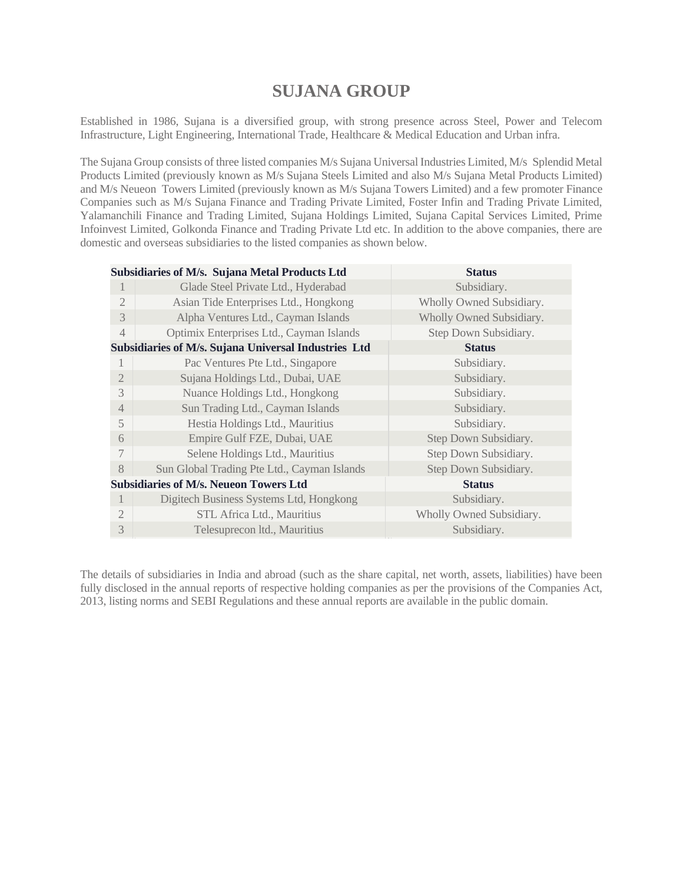# SUJANA GROUP

Established in 1986, Sujana is a diversified group, with strong presence across Steel, Power and Telecom Infrastructure, Light Engineering, International Trade, Healthcare & Medical Education and Urban infra.

The Sujana Group consists of three listed companies M/s Sujana Universal Industries Limited, M/s Splendid Metal Products Limited (previously known as M/s Sujana Steels Limited and also M/s Sujana Metal Products Limited) and M/s Neueon Towers Limited (previously known as M/s Sujana Towers Limited) and a few promoter Finance Companies such as M/s Sujana Finance and Trading Private Limited, Foster Infin and Trading Private Limited, Yalamanchili Finance and Trading Limited, Sujana Holdings Limited, Sujana Capital Services Limited, Prime Infoinvest Limited, Golkonda Finance and Trading Private Ltd etc. In addition to the above companies, there are domestic and overseas subsidiaries to the listed companies as shown below.

| | **Subsidiaries of M/s. Sujana Metal Products Ltd** | **Status** |
|---|---|---|
| 1 | Glade Steel Private Ltd., Hyderabad | Subsidiary. |
| 2 | Asian Tide Enterprises Ltd., Hongkong | Wholly Owned Subsidiary. |
| 3 | Alpha Ventures Ltd., Cayman Islands | Wholly Owned Subsidiary. |
| 4 | Optimix Enterprises Ltd., Cayman Islands | Step Down Subsidiary. |
| | **Subsidiaries of M/s. Sujana Universal Industries Ltd** | **Status** |
| 1 | Pac Ventures Pte Ltd., Singapore | Subsidiary. |
| 2 | Sujana Holdings Ltd., Dubai, UAE | Subsidiary. |
| 3 | Nuance Holdings Ltd., Hongkong | Subsidiary. |
| 4 | Sun Trading Ltd., Cayman Islands | Subsidiary. |
| 5 | Hestia Holdings Ltd., Mauritius | Subsidiary. |
| 6 | Empire Gulf FZE, Dubai, UAE | Step Down Subsidiary. |
| 7 | Selene Holdings Ltd., Mauritius | Step Down Subsidiary. |
| 8 | Sun Global Trading Pte Ltd., Cayman Islands | Step Down Subsidiary. |
| | **Subsidiaries of M/s. Neueon Towers Ltd** | **Status** |
| 1 | Digitech Business Systems Ltd, Hongkong | Subsidiary. |
| 2 | STL Africa Ltd., Mauritius | Wholly Owned Subsidiary. |
| 3 | Telesuprecon ltd., Mauritius | Subsidiary. |

The details of subsidiaries in India and abroad (such as the share capital, net worth, assets, liabilities) have been fully disclosed in the annual reports of respective holding companies as per the provisions of the Companies Act, 2013, listing norms and SEBI Regulations and these annual reports are available in the public domain.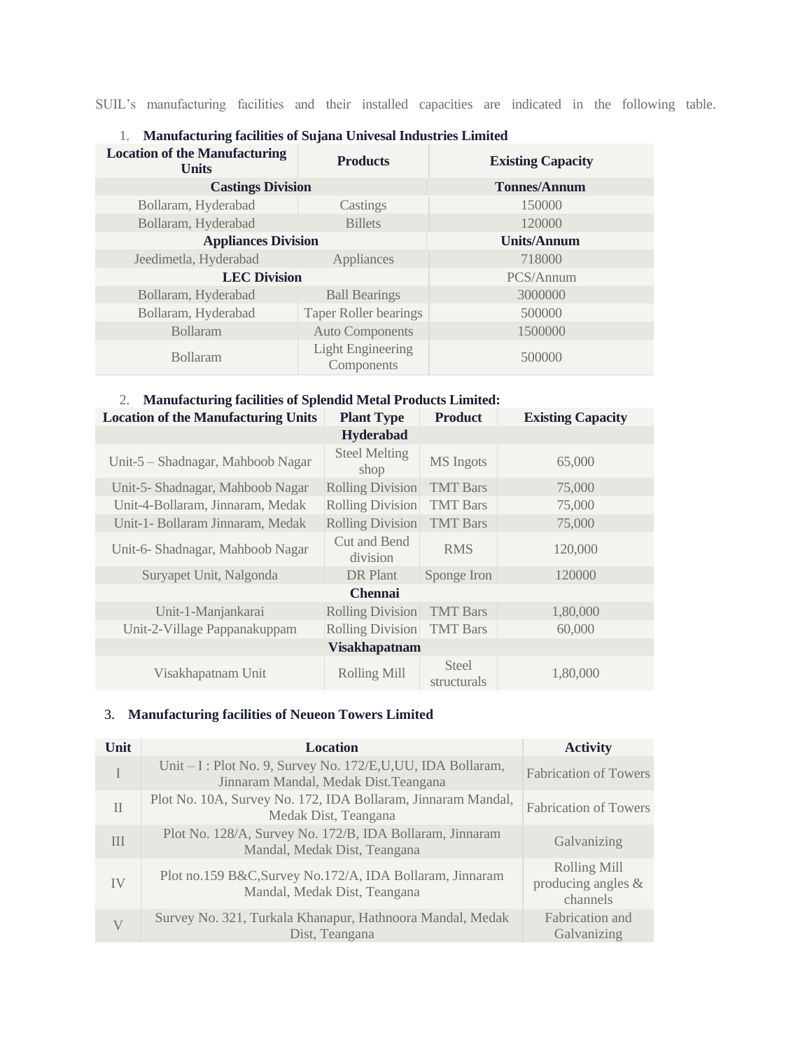SUIL's manufacturing facilities and their installed capacities are indicated in the following table.

1. **Manufacturing facilities of Sujana Univesal Industries Limited**

| Location of the Manufacturing Units | Products | Existing Capacity |
|---|---|---|
| **Castings Division** | | **Tonnes/Annum** |
| Bollaram, Hyderabad | Castings | 150000 |
| Bollaram, Hyderabad | Billets | 120000 |
| **Appliances Division** | | **Units/Annum** |
| Jeedimetla, Hyderabad | Appliances | 718000 |
| **LEC Division** | | PCS/Annum |
| Bollaram, Hyderabad | Ball Bearings | 3000000 |
| Bollaram, Hyderabad | Taper Roller bearings | 500000 |
| Bollaram | Auto Components | 1500000 |
| Bollaram | Light Engineering Components | 500000 |

2. **Manufacturing facilities of Splendid Metal Products Limited:**

| Location of the Manufacturing Units | Plant Type | Product | Existing Capacity |
|---|---|---|---|
| **Hyderabad** | | | |
| Unit-5 – Shadnagar, Mahboob Nagar | Steel Melting shop | MS Ingots | 65,000 |
| Unit-5- Shadnagar, Mahboob Nagar | Rolling Division | TMT Bars | 75,000 |
| Unit-4-Bollaram, Jinnaram, Medak | Rolling Division | TMT Bars | 75,000 |
| Unit-1- Bollaram Jinnaram, Medak | Rolling Division | TMT Bars | 75,000 |
| Unit-6- Shadnagar, Mahboob Nagar | Cut and Bend division | RMS | 120,000 |
| Suryapet Unit, Nalgonda | DR Plant | Sponge Iron | 120000 |
| **Chennai** | | | |
| Unit-1-Manjankarai | Rolling Division | TMT Bars | 1,80,000 |
| Unit-2-Village Pappanakuppam | Rolling Division | TMT Bars | 60,000 |
| **Visakhapatnam** | | | |
| Visakhapatnam Unit | Rolling Mill | Steel structurals | 1,80,000 |

3. **Manufacturing facilities of Neueon Towers Limited**

| Unit | Location | Activity |
|---|---|---|
| I | Unit – I : Plot No. 9, Survey No. 172/E,U,UU, IDA Bollaram, Jinnaram Mandal, Medak Dist.Teangana | Fabrication of Towers |
| II | Plot No. 10A, Survey No. 172, IDA Bollaram, Jinnaram Mandal, Medak Dist, Teangana | Fabrication of Towers |
| III | Plot No. 128/A, Survey No. 172/B, IDA Bollaram, Jinnaram Mandal, Medak Dist, Teangana | Galvanizing |
| IV | Plot no.159 B&C,Survey No.172/A, IDA Bollaram, Jinnaram Mandal, Medak Dist, Teangana | Rolling Mill producing angles & channels |
| V | Survey No. 321, Turkala Khanapur, Hathnoora Mandal, Medak Dist, Teangana | Fabrication and Galvanizing |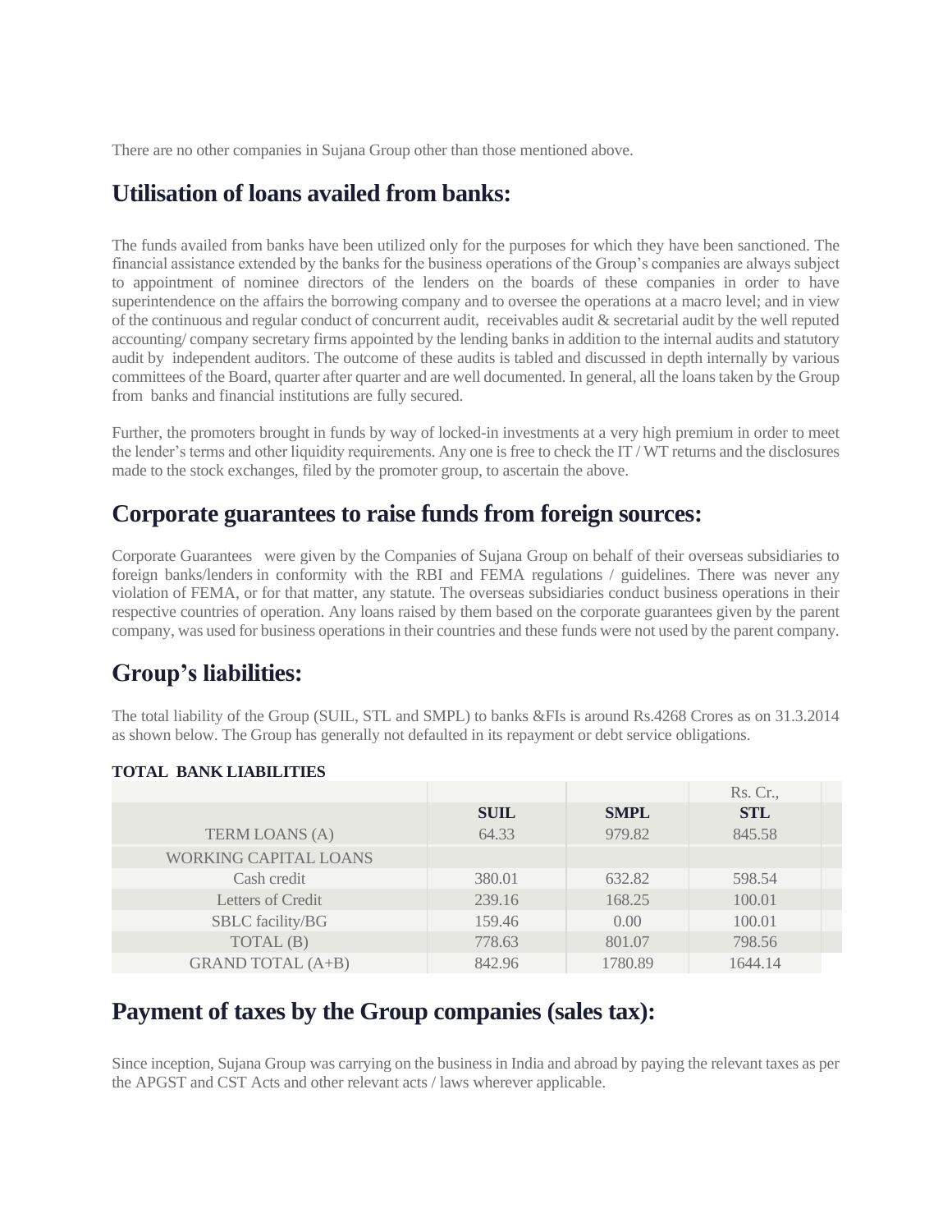There are no other companies in Sujana Group other than those mentioned above.

## Utilisation of loans availed from banks:

The funds availed from banks have been utilized only for the purposes for which they have been sanctioned. The financial assistance extended by the banks for the business operations of the Group's companies are always subject to appointment of nominee directors of the lenders on the boards of these companies in order to have superintendence on the affairs the borrowing company and to oversee the operations at a macro level; and in view of the continuous and regular conduct of concurrent audit, receivables audit & secretarial audit by the well reputed accounting/ company secretary firms appointed by the lending banks in addition to the internal audits and statutory audit by independent auditors. The outcome of these audits is tabled and discussed in depth internally by various committees of the Board, quarter after quarter and are well documented. In general, all the loans taken by the Group from banks and financial institutions are fully secured.

Further, the promoters brought in funds by way of locked-in investments at a very high premium in order to meet the lender's terms and other liquidity requirements. Any one is free to check the IT / WT returns and the disclosures made to the stock exchanges, filed by the promoter group, to ascertain the above.

## Corporate guarantees to raise funds from foreign sources:

Corporate Guarantees were given by the Companies of Sujana Group on behalf of their overseas subsidiaries to foreign banks/lenders in conformity with the RBI and FEMA regulations / guidelines. There was never any violation of FEMA, or for that matter, any statute. The overseas subsidiaries conduct business operations in their respective countries of operation. Any loans raised by them based on the corporate guarantees given by the parent company, was used for business operations in their countries and these funds were not used by the parent company.

## Group's liabilities:

The total liability of the Group (SUIL, STL and SMPL) to banks &FIs is around Rs.4268 Crores as on 31.3.2014 as shown below. The Group has generally not defaulted in its repayment or debt service obligations.

**TOTAL BANK LIABILITIES**

| | | | Rs. Cr., |
|---|---|---|---|
| | **SUIL** | **SMPL** | **STL** |
| TERM LOANS (A) | 64.33 | 979.82 | 845.58 |
| WORKING CAPITAL LOANS | | | |
| Cash credit | 380.01 | 632.82 | 598.54 |
| Letters of Credit | 239.16 | 168.25 | 100.01 |
| SBLC facility/BG | 159.46 | 0.00 | 100.01 |
| TOTAL (B) | 778.63 | 801.07 | 798.56 |
| GRAND TOTAL (A+B) | 842.96 | 1780.89 | 1644.14 |

## Payment of taxes by the Group companies (sales tax):

Since inception, Sujana Group was carrying on the business in India and abroad by paying the relevant taxes as per the APGST and CST Acts and other relevant acts / laws wherever applicable.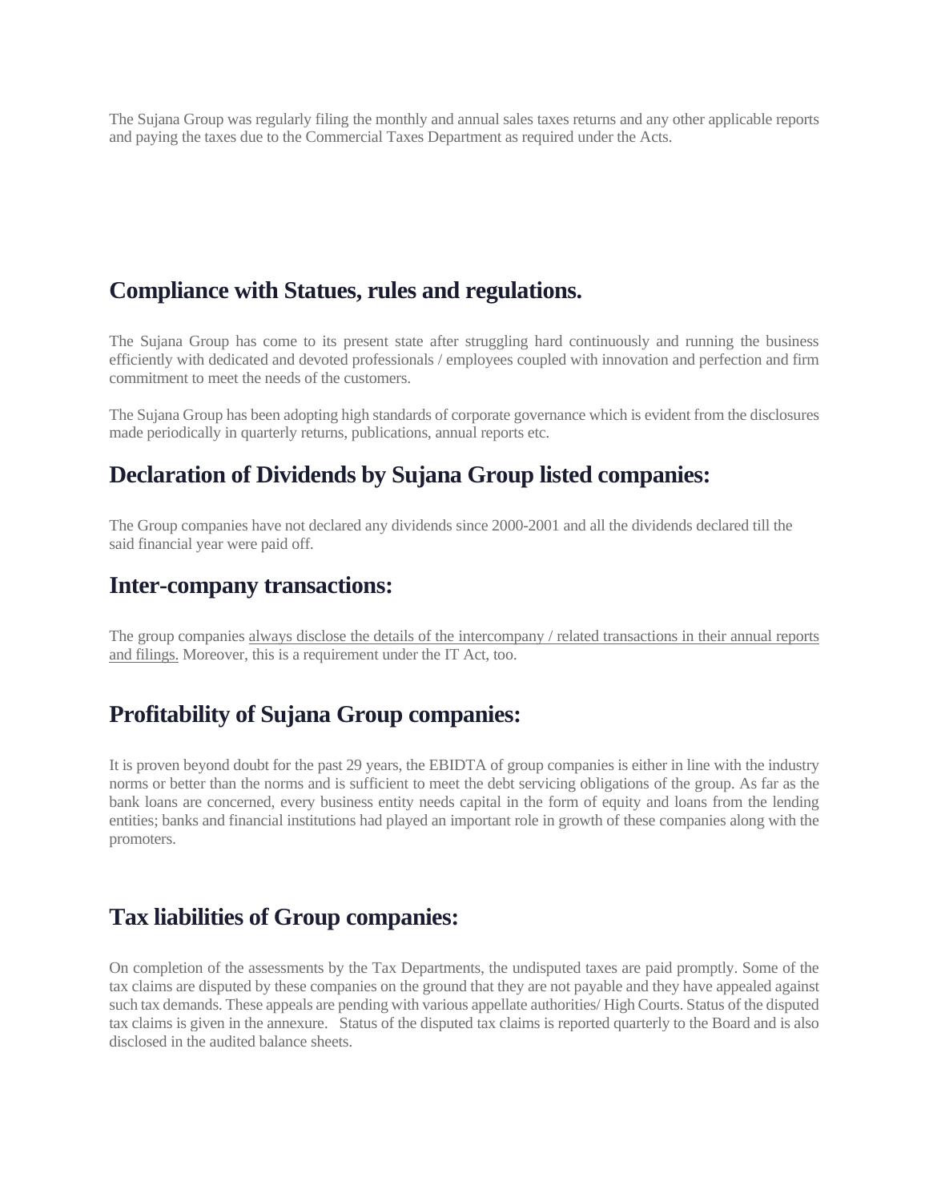The Sujana Group was regularly filing the monthly and annual sales taxes returns and any other applicable reports and paying the taxes due to the Commercial Taxes Department as required under the Acts.

## Compliance with Statues, rules and regulations.

The Sujana Group has come to its present state after struggling hard continuously and running the business efficiently with dedicated and devoted professionals / employees coupled with innovation and perfection and firm commitment to meet the needs of the customers.

The Sujana Group has been adopting high standards of corporate governance which is evident from the disclosures made periodically in quarterly returns, publications, annual reports etc.

## Declaration of Dividends by Sujana Group listed companies:

The Group companies have not declared any dividends since 2000-2001 and all the dividends declared till the said financial year were paid off.

## Inter-company transactions:

The group companies always disclose the details of the intercompany / related transactions in their annual reports and filings. Moreover, this is a requirement under the IT Act, too.

## Profitability of Sujana Group companies:

It is proven beyond doubt for the past 29 years, the EBIDTA of group companies is either in line with the industry norms or better than the norms and is sufficient to meet the debt servicing obligations of the group. As far as the bank loans are concerned, every business entity needs capital in the form of equity and loans from the lending entities; banks and financial institutions had played an important role in growth of these companies along with the promoters.

## Tax liabilities of Group companies:

On completion of the assessments by the Tax Departments, the undisputed taxes are paid promptly. Some of the tax claims are disputed by these companies on the ground that they are not payable and they have appealed against such tax demands. These appeals are pending with various appellate authorities/ High Courts. Status of the disputed tax claims is given in the annexure. Status of the disputed tax claims is reported quarterly to the Board and is also disclosed in the audited balance sheets.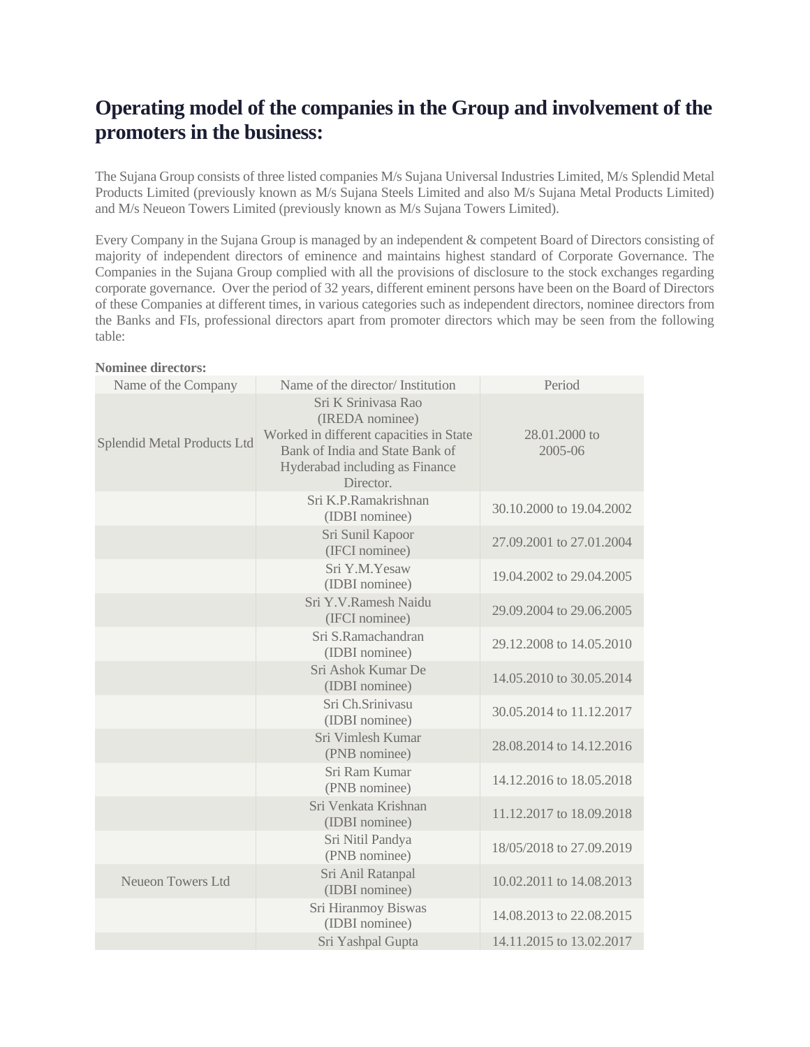# Operating model of the companies in the Group and involvement of the promoters in the business:

The Sujana Group consists of three listed companies M/s Sujana Universal Industries Limited, M/s Splendid Metal Products Limited (previously known as M/s Sujana Steels Limited and also M/s Sujana Metal Products Limited) and M/s Neueon Towers Limited (previously known as M/s Sujana Towers Limited).

Every Company in the Sujana Group is managed by an independent & competent Board of Directors consisting of majority of independent directors of eminence and maintains highest standard of Corporate Governance. The Companies in the Sujana Group complied with all the provisions of disclosure to the stock exchanges regarding corporate governance. Over the period of 32 years, different eminent persons have been on the Board of Directors of these Companies at different times, in various categories such as independent directors, nominee directors from the Banks and FIs, professional directors apart from promoter directors which may be seen from the following table:

**Nominee directors:**

| Name of the Company | Name of the director/ Institution | Period |
|---|---|---|
| Splendid Metal Products Ltd | Sri K Srinivasa Rao (IREDA nominee) Worked in different capacities in State Bank of India and State Bank of Hyderabad including as Finance Director. | 28.01.2000 to 2005-06 |
| | Sri K.P.Ramakrishnan (IDBI nominee) | 30.10.2000 to 19.04.2002 |
| | Sri Sunil Kapoor (IFCI nominee) | 27.09.2001 to 27.01.2004 |
| | Sri Y.M.Yesaw (IDBI nominee) | 19.04.2002 to 29.04.2005 |
| | Sri Y.V.Ramesh Naidu (IFCI nominee) | 29.09.2004 to 29.06.2005 |
| | Sri S.Ramachandran (IDBI nominee) | 29.12.2008 to 14.05.2010 |
| | Sri Ashok Kumar De (IDBI nominee) | 14.05.2010 to 30.05.2014 |
| | Sri Ch.Srinivasu (IDBI nominee) | 30.05.2014 to 11.12.2017 |
| | Sri Vimlesh Kumar (PNB nominee) | 28.08.2014 to 14.12.2016 |
| | Sri Ram Kumar (PNB nominee) | 14.12.2016 to 18.05.2018 |
| | Sri Venkata Krishnan (IDBI nominee) | 11.12.2017 to 18.09.2018 |
| | Sri Nitil Pandya (PNB nominee) | 18/05/2018 to 27.09.2019 |
| Neueon Towers Ltd | Sri Anil Ratanpal (IDBI nominee) | 10.02.2011 to 14.08.2013 |
| | Sri Hiranmoy Biswas (IDBI nominee) | 14.08.2013 to 22.08.2015 |
| | Sri Yashpal Gupta | 14.11.2015 to 13.02.2017 |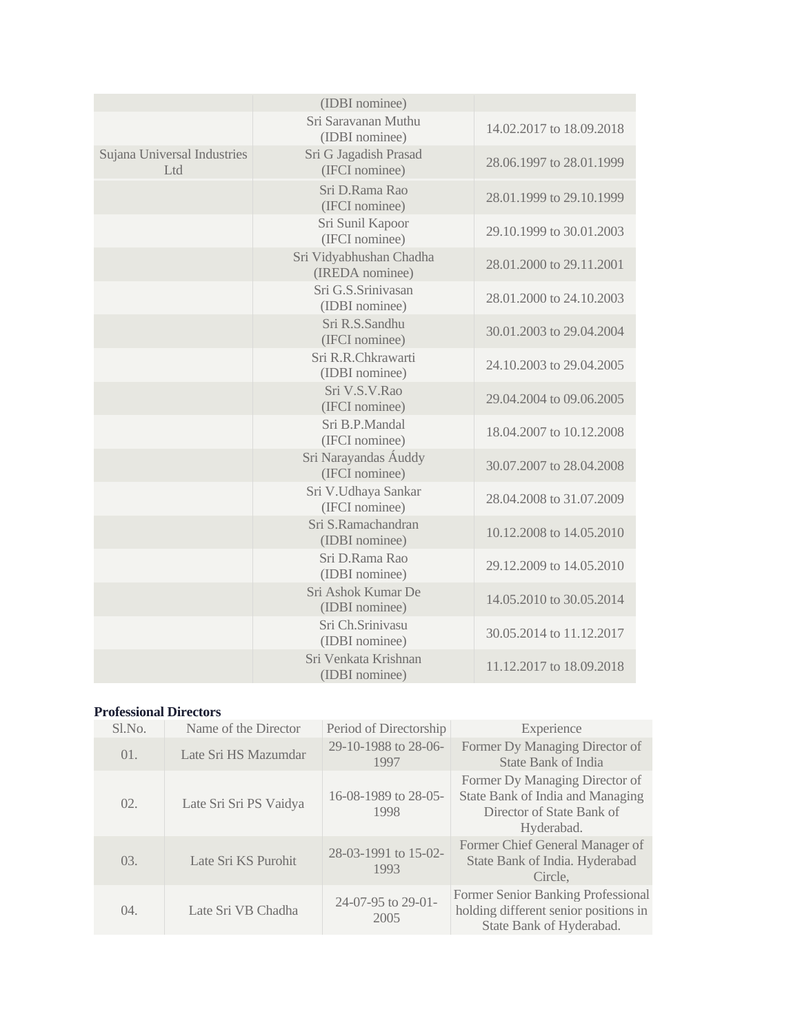| | | |
|---|---|---|
| | (IDBI nominee) | |
| | Sri Saravanan Muthu (IDBI nominee) | 14.02.2017 to 18.09.2018 |
| Sujana Universal Industries Ltd | Sri G Jagadish Prasad (IFCI nominee) | 28.06.1997 to 28.01.1999 |
| | Sri D.Rama Rao (IFCI nominee) | 28.01.1999 to 29.10.1999 |
| | Sri Sunil Kapoor (IFCI nominee) | 29.10.1999 to 30.01.2003 |
| | Sri Vidyabhushan Chadha (IREDA nominee) | 28.01.2000 to 29.11.2001 |
| | Sri G.S.Srinivasan (IDBI nominee) | 28.01.2000 to 24.10.2003 |
| | Sri R.S.Sandhu (IFCI nominee) | 30.01.2003 to 29.04.2004 |
| | Sri R.R.Chkrawarti (IDBI nominee) | 24.10.2003 to 29.04.2005 |
| | Sri V.S.V.Rao (IFCI nominee) | 29.04.2004 to 09.06.2005 |
| | Sri B.P.Mandal (IFCI nominee) | 18.04.2007 to 10.12.2008 |
| | Sri Narayandas Áuddy (IFCI nominee) | 30.07.2007 to 28.04.2008 |
| | Sri V.Udhaya Sankar (IFCI nominee) | 28.04.2008 to 31.07.2009 |
| | Sri S.Ramachandran (IDBI nominee) | 10.12.2008 to 14.05.2010 |
| | Sri D.Rama Rao (IDBI nominee) | 29.12.2009 to 14.05.2010 |
| | Sri Ashok Kumar De (IDBI nominee) | 14.05.2010 to 30.05.2014 |
| | Sri Ch.Srinivasu (IDBI nominee) | 30.05.2014 to 11.12.2017 |
| | Sri Venkata Krishnan (IDBI nominee) | 11.12.2017 to 18.09.2018 |

**Professional Directors**

| Sl.No. | Name of the Director | Period of Directorship | Experience |
|---|---|---|---|
| 01. | Late Sri HS Mazumdar | 29-10-1988 to 28-06-1997 | Former Dy Managing Director of State Bank of India |
| 02. | Late Sri Sri PS Vaidya | 16-08-1989 to 28-05-1998 | Former Dy Managing Director of State Bank of India and Managing Director of State Bank of Hyderabad. |
| 03. | Late Sri KS Purohit | 28-03-1991 to 15-02-1993 | Former Chief General Manager of State Bank of India. Hyderabad Circle, |
| 04. | Late Sri VB Chadha | 24-07-95 to 29-01-2005 | Former Senior Banking Professional holding different senior positions in State Bank of Hyderabad. |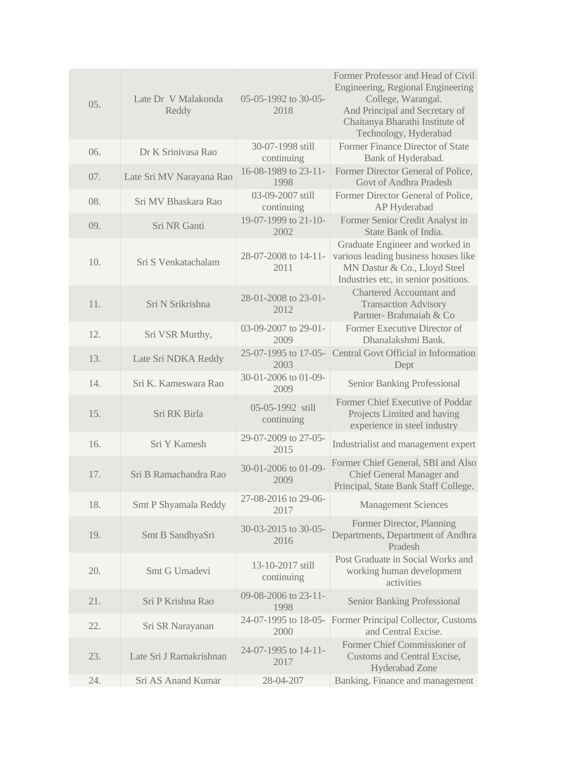| 05. | Late Dr V Malakonda Reddy | 05-05-1992 to 30-05-2018 | Former Professor and Head of Civil Engineering, Regional Engineering College, Warangal. And Principal and Secretary of Chaitanya Bharathi Institute of Technology, Hyderabad |
|---|---|---|---|
| 06. | Dr K Srinivasa Rao | 30-07-1998 still continuing | Former Finance Director of State Bank of Hyderabad. |
| 07. | Late Sri MV Narayana Rao | 16-08-1989 to 23-11-1998 | Former Director General of Police, Govt of Andhra Pradesh |
| 08. | Sri MV Bhaskara Rao | 03-09-2007 still continuing | Former Director General of Police, AP Hyderabad |
| 09. | Sri NR Ganti | 19-07-1999 to 21-10-2002 | Former Senior Credit Analyst in State Bank of India. |
| 10. | Sri S Venkatachalam | 28-07-2008 to 14-11-2011 | Graduate Engineer and worked in various leading business houses like MN Dastur & Co., Lloyd Steel Industries etc, in senior positions. |
| 11. | Sri N Srikrishna | 28-01-2008 to 23-01-2012 | Chartered Accountant and Transaction Advisory Partner- Brahmaiah & Co |
| 12. | Sri VSR Murthy, | 03-09-2007 to 29-01-2009 | Former Executive Director of Dhanalakshmi Bank. |
| 13. | Late Sri NDKA Reddy | 25-07-1995 to 17-05-2003 | Central Govt Official in Information Dept |
| 14. | Sri K. Kameswara Rao | 30-01-2006 to 01-09-2009 | Senior Banking Professional |
| 15. | Sri RK Birla | 05-05-1992 still continuing | Former Chief Executive of Poddar Projects Limited and having experience in steel industry |
| 16. | Sri Y Kamesh | 29-07-2009 to 27-05-2015 | Industrialist and management expert |
| 17. | Sri B Ramachandra Rao | 30-01-2006 to 01-09-2009 | Former Chief General, SBI and Also Chief General Manager and Principal, State Bank Staff College. |
| 18. | Smt P Shyamala Reddy | 27-08-2016 to 29-06-2017 | Management Sciences |
| 19. | Smt B SandhyaSri | 30-03-2015 to 30-05-2016 | Former Director, Planning Departments, Department of Andhra Pradesh |
| 20. | Smt G Umadevi | 13-10-2017 still continuing | Post Graduate in Social Works and working human development activities |
| 21. | Sri P Krishna Rao | 09-08-2006 to 23-11-1998 | Senior Banking Professional |
| 22. | Sri SR Narayanan | 24-07-1995 to 18-05-2000 | Former Principal Collector, Customs and Central Excise. |
| 23. | Late Sri J Ramakrishnan | 24-07-1995 to 14-11-2017 | Former Chief Commissioner of Customs and Central Excise, Hyderabad Zone |
| 24. | Sri AS Anand Kumar | 28-04-207 | Banking, Finance and management |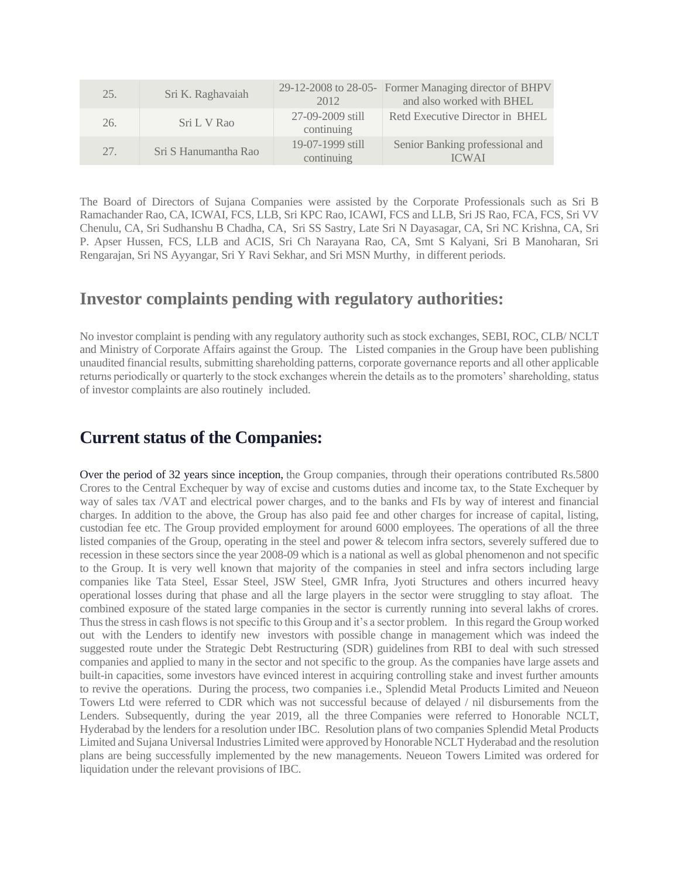| 25. | Sri K. Raghavaiah | 29-12-2008 to 28-05-2012 | Former Managing director of BHPV and also worked with BHEL |
|---|---|---|---|
| 26. | Sri L V Rao | 27-09-2009 still continuing | Retd Executive Director in BHEL |
| 27. | Sri S Hanumantha Rao | 19-07-1999 still continuing | Senior Banking professional and ICWAI |

The Board of Directors of Sujana Companies were assisted by the Corporate Professionals such as Sri B Ramachander Rao, CA, ICWAI, FCS, LLB, Sri KPC Rao, ICAWI, FCS and LLB, Sri JS Rao, FCA, FCS, Sri VV Chenulu, CA, Sri Sudhanshu B Chadha, CA, Sri SS Sastry, Late Sri N Dayasagar, CA, Sri NC Krishna, CA, Sri P. Apser Hussen, FCS, LLB and ACIS, Sri Ch Narayana Rao, CA, Smt S Kalyani, Sri B Manoharan, Sri Rengarajan, Sri NS Ayyangar, Sri Y Ravi Sekhar, and Sri MSN Murthy, in different periods.

## Investor complaints pending with regulatory authorities:

No investor complaint is pending with any regulatory authority such as stock exchanges, SEBI, ROC, CLB/ NCLT and Ministry of Corporate Affairs against the Group. The Listed companies in the Group have been publishing unaudited financial results, submitting shareholding patterns, corporate governance reports and all other applicable returns periodically or quarterly to the stock exchanges wherein the details as to the promoters' shareholding, status of investor complaints are also routinely included.

## Current status of the Companies:

Over the period of 32 years since inception, the Group companies, through their operations contributed Rs.5800 Crores to the Central Exchequer by way of excise and customs duties and income tax, to the State Exchequer by way of sales tax /VAT and electrical power charges, and to the banks and FIs by way of interest and financial charges. In addition to the above, the Group has also paid fee and other charges for increase of capital, listing, custodian fee etc. The Group provided employment for around 6000 employees. The operations of all the three listed companies of the Group, operating in the steel and power & telecom infra sectors, severely suffered due to recession in these sectors since the year 2008-09 which is a national as well as global phenomenon and not specific to the Group. It is very well known that majority of the companies in steel and infra sectors including large companies like Tata Steel, Essar Steel, JSW Steel, GMR Infra, Jyoti Structures and others incurred heavy operational losses during that phase and all the large players in the sector were struggling to stay afloat. The combined exposure of the stated large companies in the sector is currently running into several lakhs of crores. Thus the stress in cash flows is not specific to this Group and it's a sector problem. In this regard the Group worked out with the Lenders to identify new investors with possible change in management which was indeed the suggested route under the Strategic Debt Restructuring (SDR) guidelines from RBI to deal with such stressed companies and applied to many in the sector and not specific to the group. As the companies have large assets and built-in capacities, some investors have evinced interest in acquiring controlling stake and invest further amounts to revive the operations. During the process, two companies i.e., Splendid Metal Products Limited and Neueon Towers Ltd were referred to CDR which was not successful because of delayed / nil disbursements from the Lenders. Subsequently, during the year 2019, all the three Companies were referred to Honorable NCLT, Hyderabad by the lenders for a resolution under IBC. Resolution plans of two companies Splendid Metal Products Limited and Sujana Universal Industries Limited were approved by Honorable NCLT Hyderabad and the resolution plans are being successfully implemented by the new managements. Neueon Towers Limited was ordered for liquidation under the relevant provisions of IBC.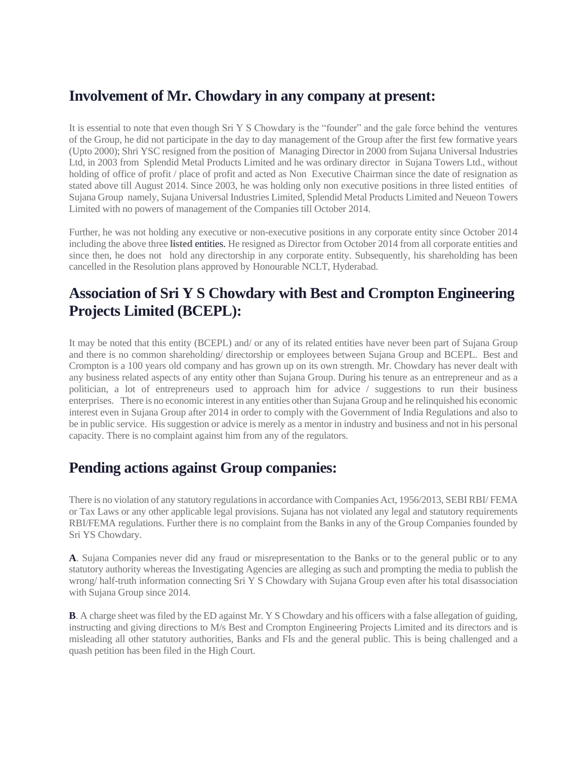## Involvement of Mr. Chowdary in any company at present:

It is essential to note that even though Sri Y S Chowdary is the “founder” and the gale force behind the ventures of the Group, he did not participate in the day to day management of the Group after the first few formative years (Upto 2000); Shri YSC resigned from the position of Managing Director in 2000 from Sujana Universal Industries Ltd, in 2003 from Splendid Metal Products Limited and he was ordinary director in Sujana Towers Ltd., without holding of office of profit / place of profit and acted as Non Executive Chairman since the date of resignation as stated above till August 2014. Since 2003, he was holding only non executive positions in three listed entities of Sujana Group namely, Sujana Universal Industries Limited, Splendid Metal Products Limited and Neueon Towers Limited with no powers of management of the Companies till October 2014.

Further, he was not holding any executive or non-executive positions in any corporate entity since October 2014 including the above three **listed** entities. He resigned as Director from October 2014 from all corporate entities and since then, he does not hold any directorship in any corporate entity. Subsequently, his shareholding has been cancelled in the Resolution plans approved by Honourable NCLT, Hyderabad.

## Association of Sri Y S Chowdary with Best and Crompton Engineering Projects Limited (BCEPL):

It may be noted that this entity (BCEPL) and/ or any of its related entities have never been part of Sujana Group and there is no common shareholding/ directorship or employees between Sujana Group and BCEPL. Best and Crompton is a 100 years old company and has grown up on its own strength. Mr. Chowdary has never dealt with any business related aspects of any entity other than Sujana Group. During his tenure as an entrepreneur and as a politician, a lot of entrepreneurs used to approach him for advice / suggestions to run their business enterprises. There is no economic interest in any entities other than Sujana Group and he relinquished his economic interest even in Sujana Group after 2014 in order to comply with the Government of India Regulations and also to be in public service. His suggestion or advice is merely as a mentor in industry and business and not in his personal capacity. There is no complaint against him from any of the regulators.

## Pending actions against Group companies:

There is no violation of any statutory regulations in accordance with Companies Act, 1956/2013, SEBI RBI/ FEMA or Tax Laws or any other applicable legal provisions. Sujana has not violated any legal and statutory requirements RBI/FEMA regulations. Further there is no complaint from the Banks in any of the Group Companies founded by Sri YS Chowdary.

**A**. Sujana Companies never did any fraud or misrepresentation to the Banks or to the general public or to any statutory authority whereas the Investigating Agencies are alleging as such and prompting the media to publish the wrong/ half-truth information connecting Sri Y S Chowdary with Sujana Group even after his total disassociation with Sujana Group since 2014.

**B**. A charge sheet was filed by the ED against Mr. Y S Chowdary and his officers with a false allegation of guiding, instructing and giving directions to M/s Best and Crompton Engineering Projects Limited and its directors and is misleading all other statutory authorities, Banks and FIs and the general public. This is being challenged and a quash petition has been filed in the High Court.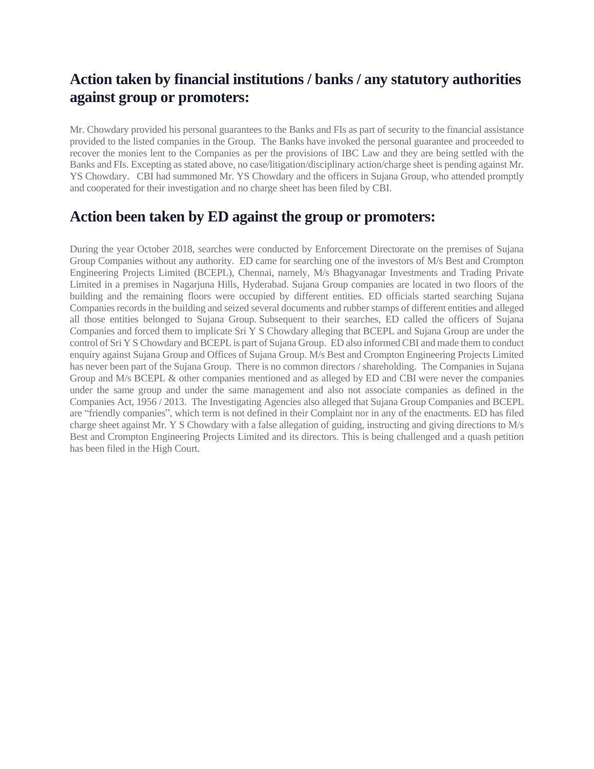## Action taken by financial institutions / banks / any statutory authorities against group or promoters:

Mr. Chowdary provided his personal guarantees to the Banks and FIs as part of security to the financial assistance provided to the listed companies in the Group. The Banks have invoked the personal guarantee and proceeded to recover the monies lent to the Companies as per the provisions of IBC Law and they are being settled with the Banks and FIs. Excepting as stated above, no case/litigation/disciplinary action/charge sheet is pending against Mr. YS Chowdary. CBI had summoned Mr. YS Chowdary and the officers in Sujana Group, who attended promptly and cooperated for their investigation and no charge sheet has been filed by CBI.

## Action been taken by ED against the group or promoters:

During the year October 2018, searches were conducted by Enforcement Directorate on the premises of Sujana Group Companies without any authority. ED came for searching one of the investors of M/s Best and Crompton Engineering Projects Limited (BCEPL), Chennai, namely, M/s Bhagyanagar Investments and Trading Private Limited in a premises in Nagarjuna Hills, Hyderabad. Sujana Group companies are located in two floors of the building and the remaining floors were occupied by different entities. ED officials started searching Sujana Companies records in the building and seized several documents and rubber stamps of different entities and alleged all those entities belonged to Sujana Group. Subsequent to their searches, ED called the officers of Sujana Companies and forced them to implicate Sri Y S Chowdary alleging that BCEPL and Sujana Group are under the control of Sri Y S Chowdary and BCEPL is part of Sujana Group. ED also informed CBI and made them to conduct enquiry against Sujana Group and Offices of Sujana Group. M/s Best and Crompton Engineering Projects Limited has never been part of the Sujana Group. There is no common directors / shareholding. The Companies in Sujana Group and M/s BCEPL & other companies mentioned and as alleged by ED and CBI were never the companies under the same group and under the same management and also not associate companies as defined in the Companies Act, 1956 / 2013. The Investigating Agencies also alleged that Sujana Group Companies and BCEPL are "friendly companies", which term is not defined in their Complaint nor in any of the enactments. ED has filed charge sheet against Mr. Y S Chowdary with a false allegation of guiding, instructing and giving directions to M/s Best and Crompton Engineering Projects Limited and its directors. This is being challenged and a quash petition has been filed in the High Court.